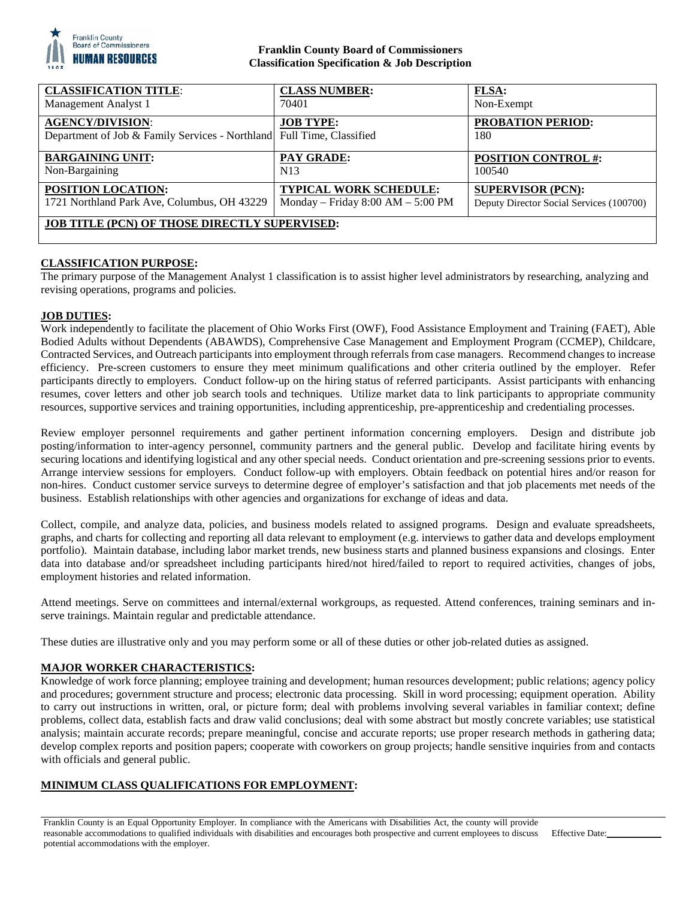**Franklin County Board of Commissioners**
**Classification Specification & Job Description**

| **CLASSIFICATION TITLE**: | **CLASS NUMBER:** | **FLSA:** |
|---|---|---|
| Management Analyst 1 | 70401 | Non-Exempt |
| **AGENCY/DIVISION**: | **JOB TYPE:** | **PROBATION PERIOD:** |
| Department of Job & Family Services - Northland | Full Time, Classified | 180 |
| **BARGAINING UNIT:** | **PAY GRADE:** | **POSITION CONTROL #:** |
| Non-Bargaining | N13 | 100540 |
| **POSITION LOCATION:** | **TYPICAL WORK SCHEDULE:** | **SUPERVISOR (PCN):** |
| 1721 Northland Park Ave, Columbus, OH 43229 | Monday – Friday 8:00 AM – 5:00 PM | Deputy Director Social Services (100700) |
| **JOB TITLE (PCN) OF THOSE DIRECTLY SUPERVISED:** | | |

## CLASSIFICATION PURPOSE:

The primary purpose of the Management Analyst 1 classification is to assist higher level administrators by researching, analyzing and revising operations, programs and policies.

## JOB DUTIES:

Work independently to facilitate the placement of Ohio Works First (OWF), Food Assistance Employment and Training (FAET), Able Bodied Adults without Dependents (ABAWDS), Comprehensive Case Management and Employment Program (CCMEP), Childcare, Contracted Services, and Outreach participants into employment through referrals from case managers. Recommend changes to increase efficiency. Pre-screen customers to ensure they meet minimum qualifications and other criteria outlined by the employer. Refer participants directly to employers. Conduct follow-up on the hiring status of referred participants. Assist participants with enhancing resumes, cover letters and other job search tools and techniques. Utilize market data to link participants to appropriate community resources, supportive services and training opportunities, including apprenticeship, pre-apprenticeship and credentialing processes.

Review employer personnel requirements and gather pertinent information concerning employers. Design and distribute job posting/information to inter-agency personnel, community partners and the general public. Develop and facilitate hiring events by securing locations and identifying logistical and any other special needs. Conduct orientation and pre-screening sessions prior to events. Arrange interview sessions for employers. Conduct follow-up with employers. Obtain feedback on potential hires and/or reason for non-hires. Conduct customer service surveys to determine degree of employer's satisfaction and that job placements met needs of the business. Establish relationships with other agencies and organizations for exchange of ideas and data.

Collect, compile, and analyze data, policies, and business models related to assigned programs. Design and evaluate spreadsheets, graphs, and charts for collecting and reporting all data relevant to employment (e.g. interviews to gather data and develops employment portfolio). Maintain database, including labor market trends, new business starts and planned business expansions and closings. Enter data into database and/or spreadsheet including participants hired/not hired/failed to report to required activities, changes of jobs, employment histories and related information.

Attend meetings. Serve on committees and internal/external workgroups, as requested. Attend conferences, training seminars and in-serve trainings. Maintain regular and predictable attendance.

These duties are illustrative only and you may perform some or all of these duties or other job-related duties as assigned.

## MAJOR WORKER CHARACTERISTICS:

Knowledge of work force planning; employee training and development; human resources development; public relations; agency policy and procedures; government structure and process; electronic data processing. Skill in word processing; equipment operation. Ability to carry out instructions in written, oral, or picture form; deal with problems involving several variables in familiar context; define problems, collect data, establish facts and draw valid conclusions; deal with some abstract but mostly concrete variables; use statistical analysis; maintain accurate records; prepare meaningful, concise and accurate reports; use proper research methods in gathering data; develop complex reports and position papers; cooperate with coworkers on group projects; handle sensitive inquiries from and contacts with officials and general public.

## MINIMUM CLASS QUALIFICATIONS FOR EMPLOYMENT:

Franklin County is an Equal Opportunity Employer. In compliance with the Americans with Disabilities Act, the county will provide reasonable accommodations to qualified individuals with disabilities and encourages both prospective and current employees to discuss potential accommodations with the employer. Effective Date:\_\_\_\_\_\_\_\_\_\_\_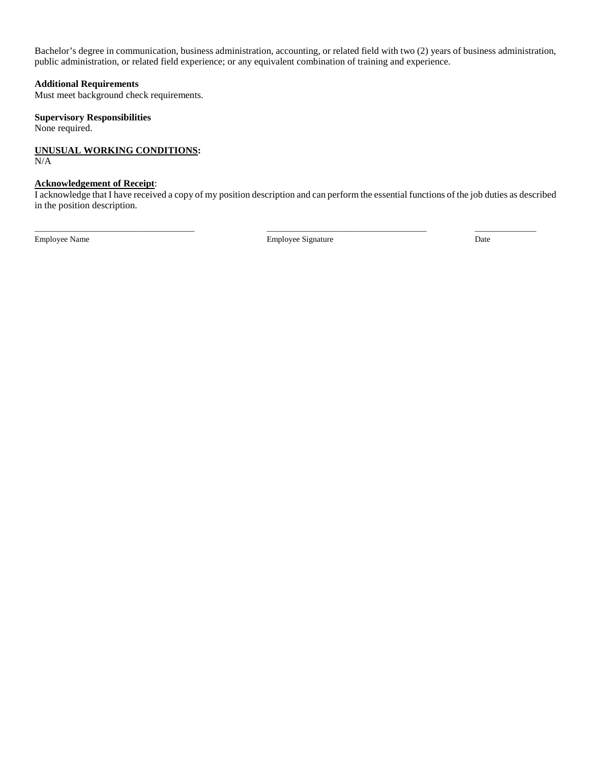Bachelor's degree in communication, business administration, accounting, or related field with two (2) years of business administration, public administration, or related field experience; or any equivalent combination of training and experience.

**Additional Requirements**
Must meet background check requirements.

**Supervisory Responsibilities**
None required.

**UNUSUAL WORKING CONDITIONS:**
N/A

**Acknowledgement of Receipt**:
I acknowledge that I have received a copy of my position description and can perform the essential functions of the job duties as described in the position description.

| ____________________________________ | ____________________________________ | ______________ |
| --- | --- | --- |
| Employee Name | Employee Signature | Date |